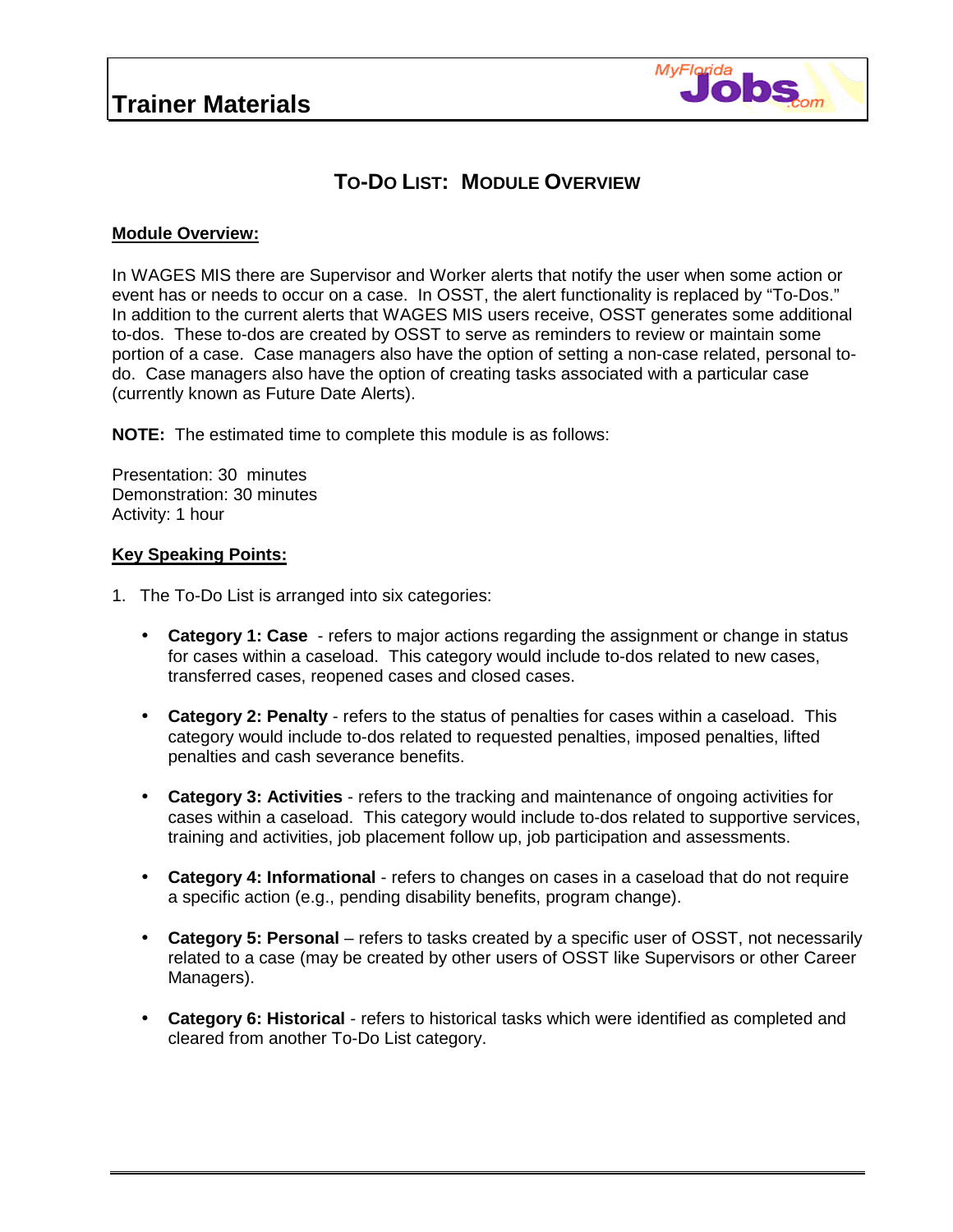# Trainer Materials

## TO-DO LIST: MODULE OVERVIEW

**Module Overview:**

In WAGES MIS there are Supervisor and Worker alerts that notify the user when some action or event has or needs to occur on a case. In OSST, the alert functionality is replaced by "To-Dos." In addition to the current alerts that WAGES MIS users receive, OSST generates some additional to-dos. These to-dos are created by OSST to serve as reminders to review or maintain some portion of a case. Case managers also have the option of setting a non-case related, personal to-do. Case managers also have the option of creating tasks associated with a particular case (currently known as Future Date Alerts).

**NOTE:** The estimated time to complete this module is as follows:

Presentation: 30 minutes
Demonstration: 30 minutes
Activity: 1 hour

**Key Speaking Points:**

1. The To-Do List is arranged into six categories:

   - **Category 1: Case** - refers to major actions regarding the assignment or change in status for cases within a caseload. This category would include to-dos related to new cases, transferred cases, reopened cases and closed cases.

   - **Category 2: Penalty** - refers to the status of penalties for cases within a caseload. This category would include to-dos related to requested penalties, imposed penalties, lifted penalties and cash severance benefits.

   - **Category 3: Activities** - refers to the tracking and maintenance of ongoing activities for cases within a caseload. This category would include to-dos related to supportive services, training and activities, job placement follow up, job participation and assessments.

   - **Category 4: Informational** - refers to changes on cases in a caseload that do not require a specific action (e.g., pending disability benefits, program change).

   - **Category 5: Personal** – refers to tasks created by a specific user of OSST, not necessarily related to a case (may be created by other users of OSST like Supervisors or other Career Managers).

   - **Category 6: Historical** - refers to historical tasks which were identified as completed and cleared from another To-Do List category.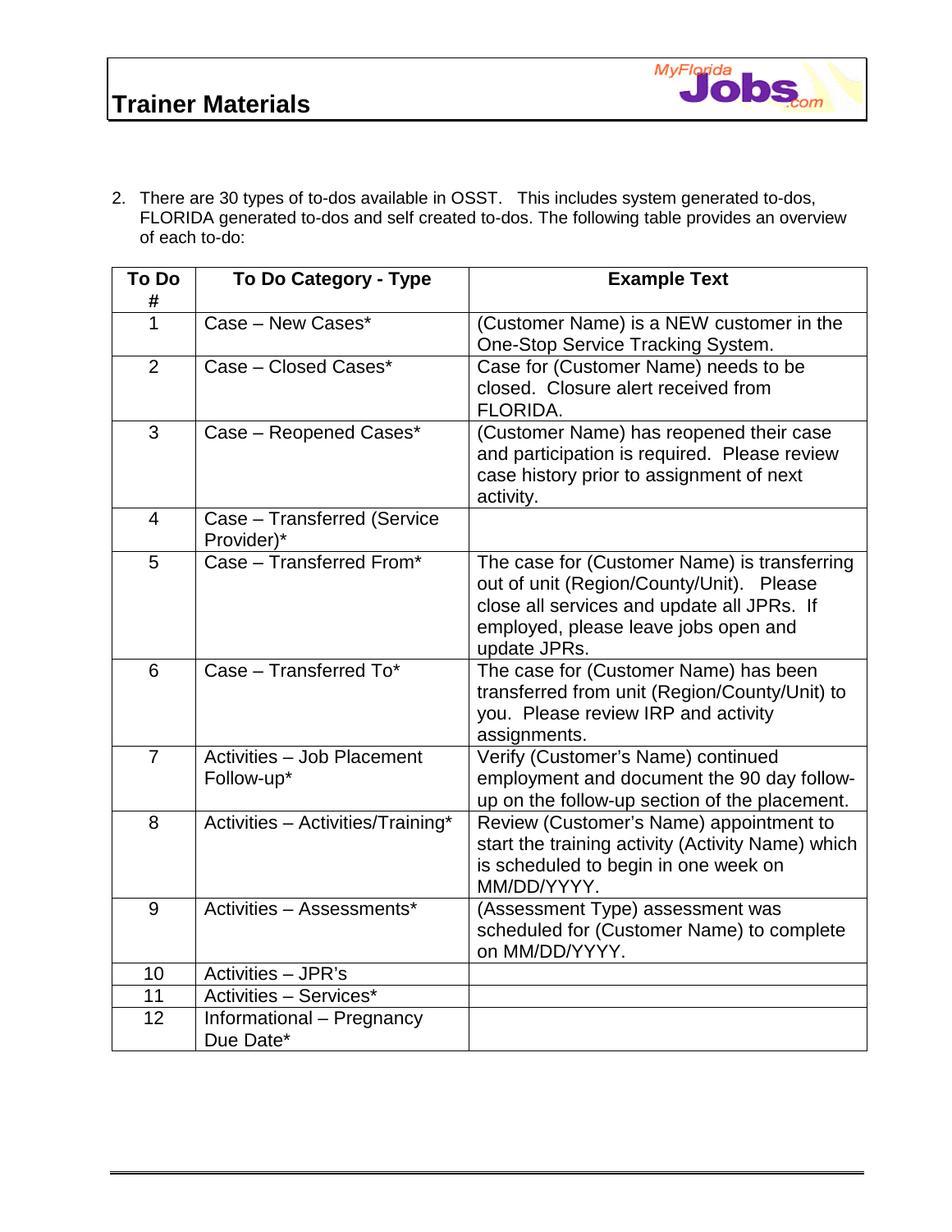2. There are 30 types of to-dos available in OSST. This includes system generated to-dos, FLORIDA generated to-dos and self created to-dos. The following table provides an overview of each to-do:

| To Do # | To Do Category - Type | Example Text |
|---|---|---|
| 1 | Case – New Cases* | (Customer Name) is a NEW customer in the One-Stop Service Tracking System. |
| 2 | Case – Closed Cases* | Case for (Customer Name) needs to be closed. Closure alert received from FLORIDA. |
| 3 | Case – Reopened Cases* | (Customer Name) has reopened their case and participation is required. Please review case history prior to assignment of next activity. |
| 4 | Case – Transferred (Service Provider)* | |
| 5 | Case – Transferred From* | The case for (Customer Name) is transferring out of unit (Region/County/Unit). Please close all services and update all JPRs. If employed, please leave jobs open and update JPRs. |
| 6 | Case – Transferred To* | The case for (Customer Name) has been transferred from unit (Region/County/Unit) to you. Please review IRP and activity assignments. |
| 7 | Activities – Job Placement Follow-up* | Verify (Customer's Name) continued employment and document the 90 day follow-up on the follow-up section of the placement. |
| 8 | Activities – Activities/Training* | Review (Customer's Name) appointment to start the training activity (Activity Name) which is scheduled to begin in one week on MM/DD/YYYY. |
| 9 | Activities – Assessments* | (Assessment Type) assessment was scheduled for (Customer Name) to complete on MM/DD/YYYY. |
| 10 | Activities – JPR's | |
| 11 | Activities – Services* | |
| 12 | Informational – Pregnancy Due Date* | |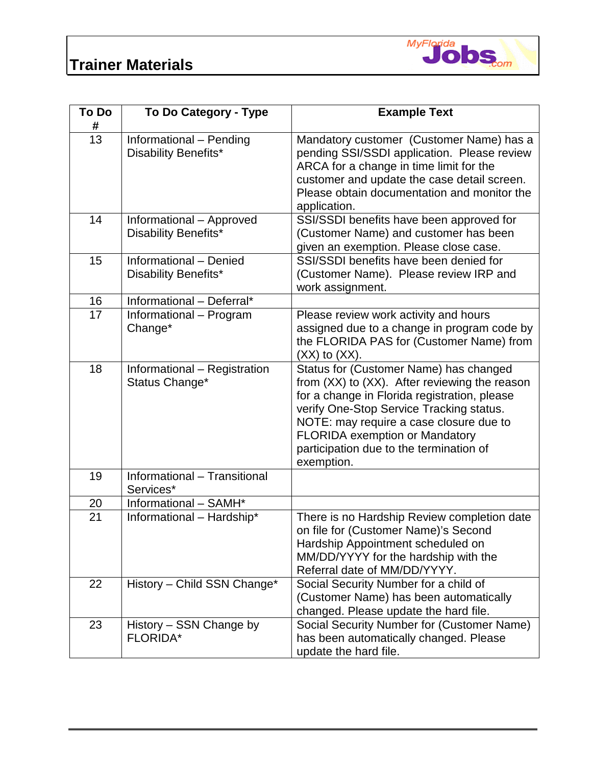| To Do # | To Do Category - Type | Example Text |
|---|---|---|
| 13 | Informational – Pending Disability Benefits* | Mandatory customer (Customer Name) has a pending SSI/SSDI application. Please review ARCA for a change in time limit for the customer and update the case detail screen. Please obtain documentation and monitor the application. |
| 14 | Informational – Approved Disability Benefits* | SSI/SSDI benefits have been approved for (Customer Name) and customer has been given an exemption. Please close case. |
| 15 | Informational – Denied Disability Benefits* | SSI/SSDI benefits have been denied for (Customer Name). Please review IRP and work assignment. |
| 16 | Informational – Deferral* | |
| 17 | Informational – Program Change* | Please review work activity and hours assigned due to a change in program code by the FLORIDA PAS for (Customer Name) from (XX) to (XX). |
| 18 | Informational – Registration Status Change* | Status for (Customer Name) has changed from (XX) to (XX). After reviewing the reason for a change in Florida registration, please verify One-Stop Service Tracking status. NOTE: may require a case closure due to FLORIDA exemption or Mandatory participation due to the termination of exemption. |
| 19 | Informational – Transitional Services* | |
| 20 | Informational – SAMH* | |
| 21 | Informational – Hardship* | There is no Hardship Review completion date on file for (Customer Name)'s Second Hardship Appointment scheduled on MM/DD/YYYY for the hardship with the Referral date of MM/DD/YYYY. |
| 22 | History – Child SSN Change* | Social Security Number for a child of (Customer Name) has been automatically changed. Please update the hard file. |
| 23 | History – SSN Change by FLORIDA* | Social Security Number for (Customer Name) has been automatically changed. Please update the hard file. |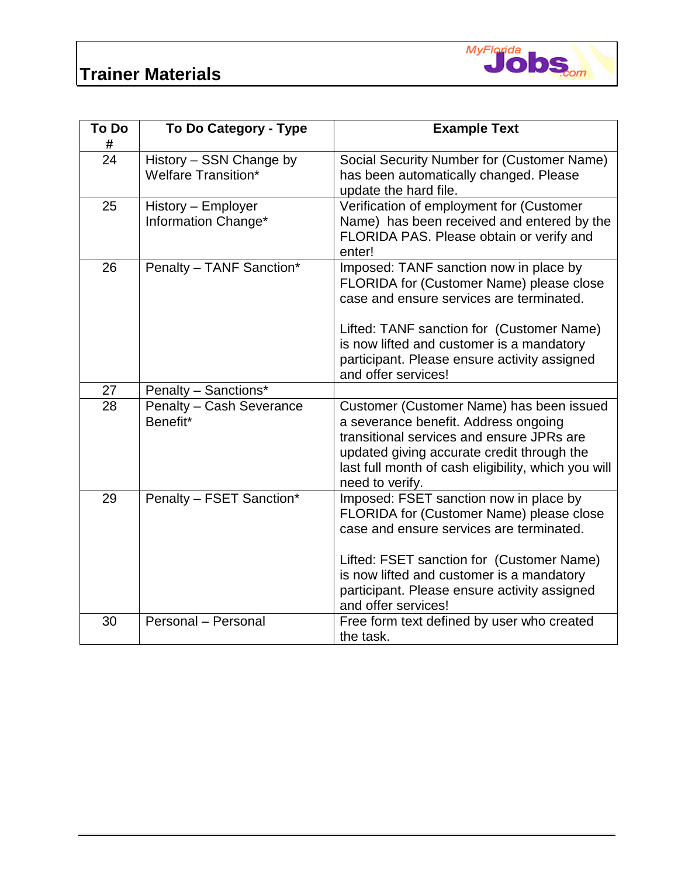| To Do # | To Do Category - Type | Example Text |
|---|---|---|
| 24 | History – SSN Change by Welfare Transition* | Social Security Number for (Customer Name) has been automatically changed. Please update the hard file. |
| 25 | History – Employer Information Change* | Verification of employment for (Customer Name) has been received and entered by the FLORIDA PAS. Please obtain or verify and enter! |
| 26 | Penalty – TANF Sanction* | Imposed: TANF sanction now in place by FLORIDA for (Customer Name) please close case and ensure services are terminated.<br><br>Lifted: TANF sanction for (Customer Name) is now lifted and customer is a mandatory participant. Please ensure activity assigned and offer services! |
| 27 | Penalty – Sanctions* | |
| 28 | Penalty – Cash Severance Benefit* | Customer (Customer Name) has been issued a severance benefit. Address ongoing transitional services and ensure JPRs are updated giving accurate credit through the last full month of cash eligibility, which you will need to verify. |
| 29 | Penalty – FSET Sanction* | Imposed: FSET sanction now in place by FLORIDA for (Customer Name) please close case and ensure services are terminated.<br><br>Lifted: FSET sanction for (Customer Name) is now lifted and customer is a mandatory participant. Please ensure activity assigned and offer services! |
| 30 | Personal – Personal | Free form text defined by user who created the task. |